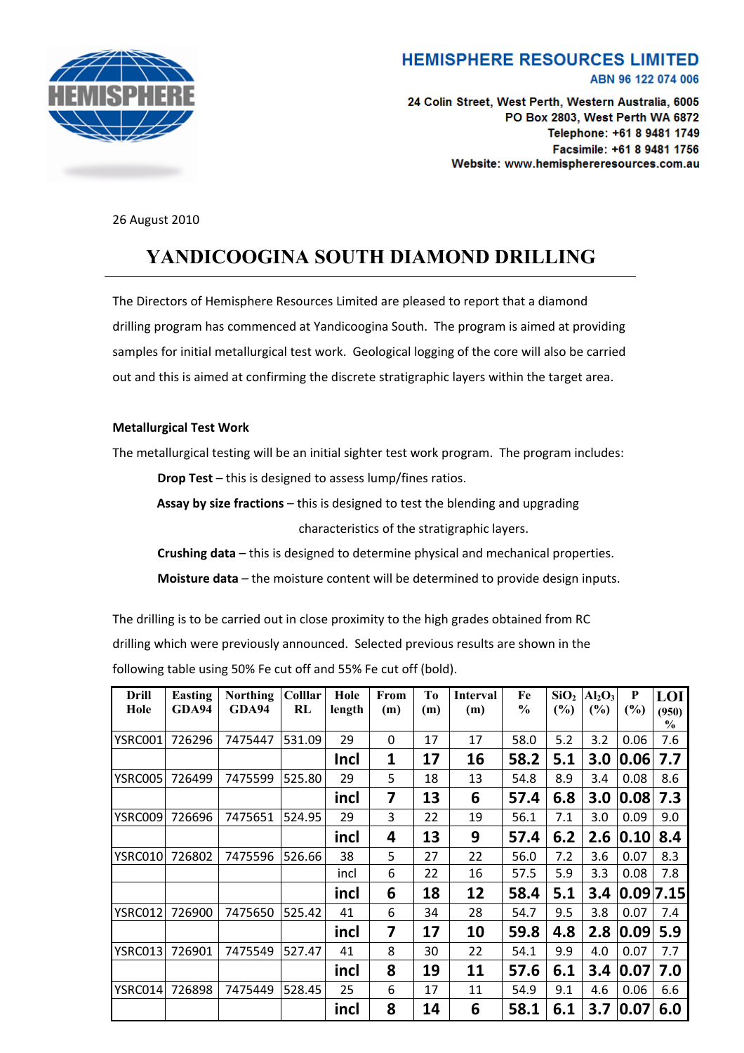**HEMISPHERE RESOURCES LIMITED**
ABN 96 122 074 006

24 Colin Street, West Perth, Western Australia, 6005
PO Box 2803, West Perth WA 6872
Telephone: +61 8 9481 1749
Facsimile: +61 8 9481 1756
Website: www.hemisphereresources.com.au

26 August 2010

# YANDICOOGINA SOUTH DIAMOND DRILLING

The Directors of Hemisphere Resources Limited are pleased to report that a diamond drilling program has commenced at Yandicoogina South. The program is aimed at providing samples for initial metallurgical test work. Geological logging of the core will also be carried out and this is aimed at confirming the discrete stratigraphic layers within the target area.

**Metallurgical Test Work**

The metallurgical testing will be an initial sighter test work program. The program includes:

- **Drop Test** – this is designed to assess lump/fines ratios.
- **Assay by size fractions** – this is designed to test the blending and upgrading characteristics of the stratigraphic layers.
- **Crushing data** – this is designed to determine physical and mechanical properties.
- **Moisture data** – the moisture content will be determined to provide design inputs.

The drilling is to be carried out in close proximity to the high grades obtained from RC drilling which were previously announced. Selected previous results are shown in the following table using 50% Fe cut off and 55% Fe cut off (bold).

| Drill Hole | Easting GDA94 | Northing GDA94 | Colllar RL | Hole length | From (m) | To (m) | Interval (m) | Fe % | $SiO_2$ (%) | $Al_2O_3$ (%) | P (%) | LOI (950) % |
|---|---|---|---|---|---|---|---|---|---|---|---|---|
| YSRC001 | 726296 | 7475447 | 531.09 | 29 | 0 | 17 | 17 | 58.0 | 5.2 | 3.2 | 0.06 | 7.6 |
| | | | | **Incl** | **1** | **17** | **16** | **58.2** | **5.1** | **3.0** | **0.06** | **7.7** |
| YSRC005 | 726499 | 7475599 | 525.80 | 29 | 5 | 18 | 13 | 54.8 | 8.9 | 3.4 | 0.08 | 8.6 |
| | | | | **incl** | **7** | **13** | **6** | **57.4** | **6.8** | **3.0** | **0.08** | **7.3** |
| YSRC009 | 726696 | 7475651 | 524.95 | 29 | 3 | 22 | 19 | 56.1 | 7.1 | 3.0 | 0.09 | 9.0 |
| | | | | **incl** | **4** | **13** | **9** | **57.4** | **6.2** | **2.6** | **0.10** | **8.4** |
| YSRC010 | 726802 | 7475596 | 526.66 | 38 | 5 | 27 | 22 | 56.0 | 7.2 | 3.6 | 0.07 | 8.3 |
| | | | | incl | 6 | 22 | 16 | 57.5 | 5.9 | 3.3 | 0.08 | 7.8 |
| | | | | **incl** | **6** | **18** | **12** | **58.4** | **5.1** | **3.4** | **0.09** | **7.15** |
| YSRC012 | 726900 | 7475650 | 525.42 | 41 | 6 | 34 | 28 | 54.7 | 9.5 | 3.8 | 0.07 | 7.4 |
| | | | | **incl** | **7** | **17** | **10** | **59.8** | **4.8** | **2.8** | **0.09** | **5.9** |
| YSRC013 | 726901 | 7475549 | 527.47 | 41 | 8 | 30 | 22 | 54.1 | 9.9 | 4.0 | 0.07 | 7.7 |
| | | | | **incl** | **8** | **19** | **11** | **57.6** | **6.1** | **3.4** | **0.07** | **7.0** |
| YSRC014 | 726898 | 7475449 | 528.45 | 25 | 6 | 17 | 11 | 54.9 | 9.1 | 4.6 | 0.06 | 6.6 |
| | | | | **incl** | **8** | **14** | **6** | **58.1** | **6.1** | **3.7** | **0.07** | **6.0** |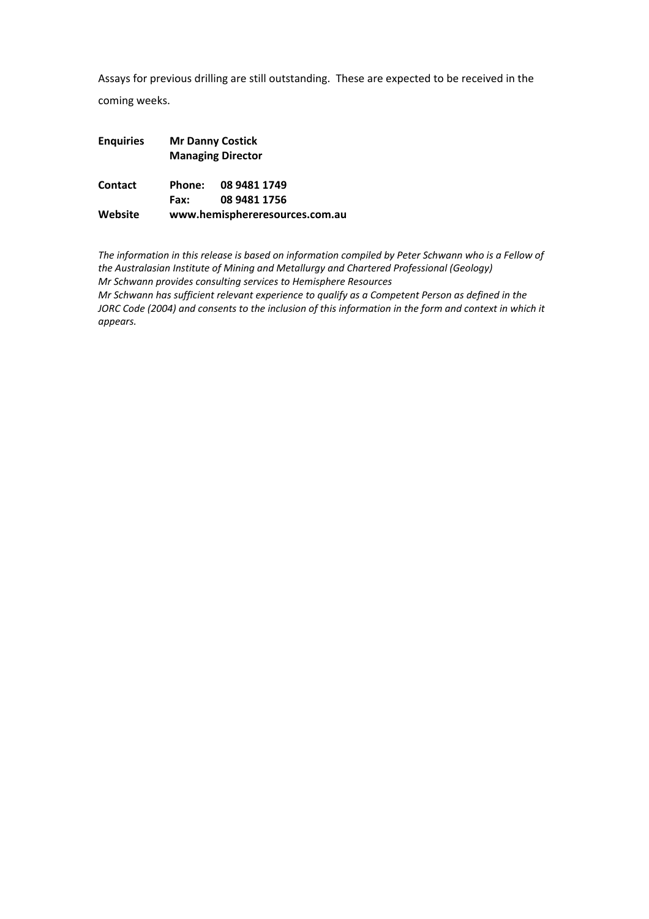Assays for previous drilling are still outstanding. These are expected to be received in the coming weeks.

| | | |
|---|---|---|
| **Enquiries** | **Mr Danny Costick** | |
| | **Managing Director** | |
| **Contact** | **Phone:** | **08 9481 1749** |
| | **Fax:** | **08 9481 1756** |
| **Website** | **www.hemisphereresources.com.au** | |

*The information in this release is based on information compiled by Peter Schwann who is a Fellow of the Australasian Institute of Mining and Metallurgy and Chartered Professional (Geology)*
*Mr Schwann provides consulting services to Hemisphere Resources*
*Mr Schwann has sufficient relevant experience to qualify as a Competent Person as defined in the JORC Code (2004) and consents to the inclusion of this information in the form and context in which it appears.*